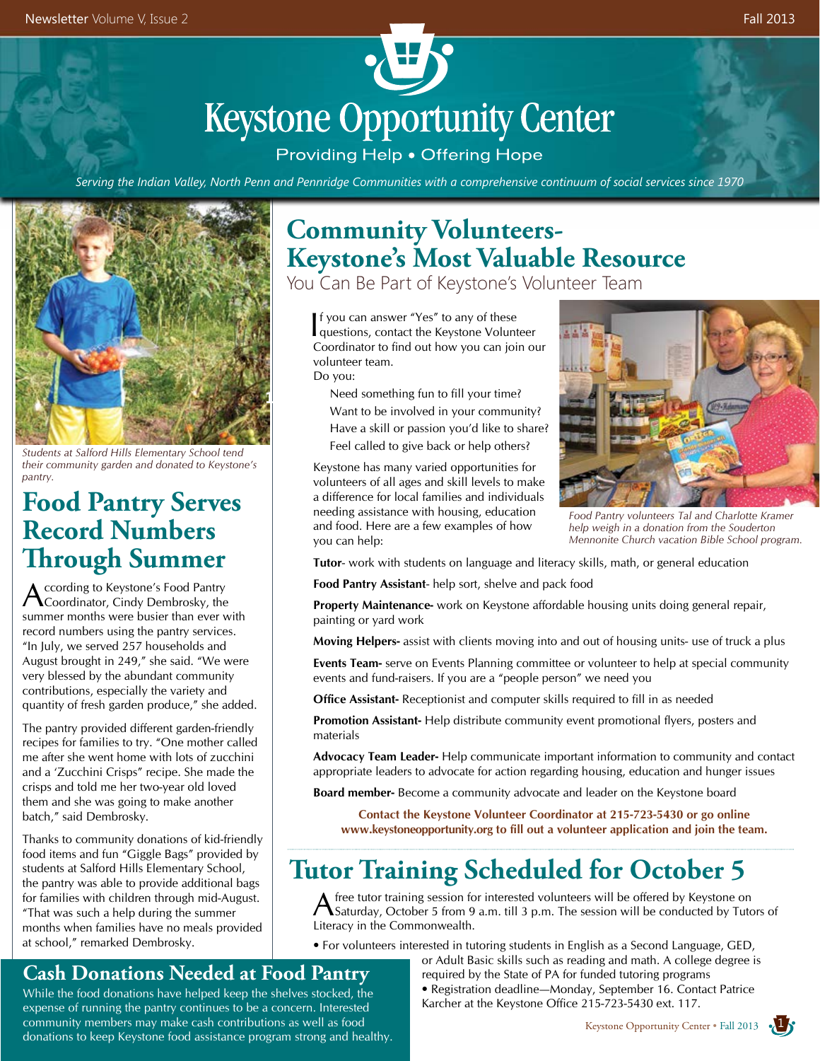# Keystone Opportunity Center

Providing Help • Offering Hope

*Serving the Indian Valley, North Penn and Pennridge Communities with a comprehensive continuum of social services since 1970*

*Students at Salford Hills Elementary School tend their community garden and donated to Keystone's pantry.*

## Food Pantry Serves Record Numbers Through Summer

According to Keystone's Food Pantry Coordinator, Cindy Dembrosky, the summer months were busier than ever with record numbers using the pantry services. "In July, we served 257 households and August brought in 249," she said. "We were very blessed by the abundant community contributions, especially the variety and quantity of fresh garden produce," she added.

The pantry provided different garden-friendly recipes for families to try. "One mother called me after she went home with lots of zucchini and a 'Zucchini Crisps" recipe. She made the crisps and told me her two-year old loved them and she was going to make another batch," said Dembrosky.

Thanks to community donations of kid-friendly food items and fun "Giggle Bags" provided by students at Salford Hills Elementary School, the pantry was able to provide additional bags for families with children through mid-August. "That was such a help during the summer months when families have no meals provided at school," remarked Dembrosky.

### Cash Donations Needed at Food Pantry

While the food donations have helped keep the shelves stocked, the expense of running the pantry continues to be a concern. Interested community members may make cash contributions as well as food donations to keep Keystone food assistance program strong and healthy.

## Community Volunteers- Keystone's Most Valuable Resource

You Can Be Part of Keystone's Volunteer Team

If you can answer "Yes" to any of these questions, contact the Keystone Volunteer Coordinator to find out how you can join our volunteer team.

Do you:

- Need something fun to fill your time?
- Want to be involved in your community?
- Have a skill or passion you'd like to share?
- Feel called to give back or help others?

Keystone has many varied opportunities for volunteers of all ages and skill levels to make a difference for local families and individuals needing assistance with housing, education and food. Here are a few examples of how you can help:

*Food Pantry volunteers Tal and Charlotte Kramer help weigh in a donation from the Souderton Mennonite Church vacation Bible School program.*

**Tutor**- work with students on language and literacy skills, math, or general education

**Food Pantry Assistant**- help sort, shelve and pack food

**Property Maintenance-** work on Keystone affordable housing units doing general repair, painting or yard work

**Moving Helpers-** assist with clients moving into and out of housing units- use of truck a plus

**Events Team-** serve on Events Planning committee or volunteer to help at special community events and fund-raisers. If you are a "people person" we need you

**Office Assistant-** Receptionist and computer skills required to fill in as needed

**Promotion Assistant-** Help distribute community event promotional flyers, posters and materials

**Advocacy Team Leader-** Help communicate important information to community and contact appropriate leaders to advocate for action regarding housing, education and hunger issues

**Board member-** Become a community advocate and leader on the Keystone board

**Contact the Keystone Volunteer Coordinator at 215-723-5430 or go online www.keystoneopportunity.org to fill out a volunteer application and join the team.**

## Tutor Training Scheduled for October 5

A free tutor training session for interested volunteers will be offered by Keystone on Saturday, October 5 from 9 a.m. till 3 p.m. The session will be conducted by Tutors of Literacy in the Commonwealth.

- For volunteers interested in tutoring students in English as a Second Language, GED, or Adult Basic skills such as reading and math. A college degree is required by the State of PA for funded tutoring programs
- Registration deadline—Monday, September 16. Contact Patrice Karcher at the Keystone Office 215-723-5430 ext. 117.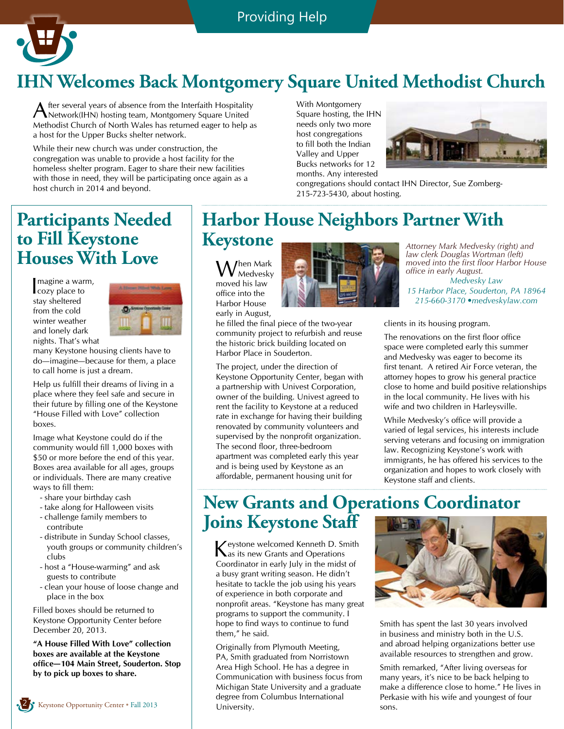Providing Help

# IHN Welcomes Back Montgomery Square United Methodist Church

After several years of absence from the Interfaith Hospitality Network(IHN) hosting team, Montgomery Square United Methodist Church of North Wales has returned eager to help as a host for the Upper Bucks shelter network.

While their new church was under construction, the congregation was unable to provide a host facility for the homeless shelter program. Eager to share their new facilities with those in need, they will be participating once again as a host church in 2014 and beyond.

With Montgomery Square hosting, the IHN needs only two more host congregations to fill both the Indian Valley and Upper Bucks networks for 12 months. Any interested congregations should contact IHN Director, Sue Zomberg-215-723-5430, about hosting.

## Participants Needed to Fill Keystone Houses With Love

Imagine a warm, cozy place to stay sheltered from the cold winter weather and lonely dark nights. That's what many Keystone housing clients have to do—imagine—because for them, a place to call home is just a dream.

Help us fulfill their dreams of living in a place where they feel safe and secure in their future by filling one of the Keystone "House Filled with Love" collection boxes.

Image what Keystone could do if the community would fill 1,000 boxes with $50 or more before the end of this year. Boxes area available for all ages, groups or individuals. There are many creative ways to fill them:

- share your birthday cash
- take along for Halloween visits
- challenge family members to contribute
- distribute in Sunday School classes, youth groups or community children's clubs
- host a "House-warming" and ask guests to contribute
- clean your house of loose change and place in the box

Filled boxes should be returned to Keystone Opportunity Center before December 20, 2013.

**"A House Filled With Love" collection boxes are available at the Keystone office—104 Main Street, Souderton. Stop by to pick up boxes to share.**

## Harbor House Neighbors Partner With Keystone

*Attorney Mark Medvesky (right) and law clerk Douglas Wortman (left) moved into the first floor Harbor House office in early August.*

*Medvesky Law*
*15 Harbor Place, Souderton, PA 18964*
*215-660-3170 •medveskylaw.com*

When Mark Medvesky moved his law office into the Harbor House early in August, he filled the final piece of the two-year community project to refurbish and reuse the historic brick building located on Harbor Place in Souderton.

The project, under the direction of Keystone Opportunity Center, began with a partnership with Univest Corporation, owner of the building. Univest agreed to rent the facility to Keystone at a reduced rate in exchange for having their building renovated by community volunteers and supervised by the nonprofit organization. The second floor, three-bedroom apartment was completed early this year and is being used by Keystone as an affordable, permanent housing unit for clients in its housing program.

The renovations on the first floor office space were completed early this summer and Medvesky was eager to become its first tenant. A retired Air Force veteran, the attorney hopes to grow his general practice close to home and build positive relationships in the local community. He lives with his wife and two children in Harleysville.

While Medvesky's office will provide a varied of legal services, his interests include serving veterans and focusing on immigration law. Recognizing Keystone's work with immigrants, he has offered his services to the organization and hopes to work closely with Keystone staff and clients.

## New Grants and Operations Coordinator Joins Keystone Staff

Keystone welcomed Kenneth D. Smith as its new Grants and Operations Coordinator in early July in the midst of a busy grant writing season. He didn't hesitate to tackle the job using his years of experience in both corporate and nonprofit areas. "Keystone has many great programs to support the community. I hope to find ways to continue to fund them," he said.

Originally from Plymouth Meeting, PA, Smith graduated from Norristown Area High School. He has a degree in Communication with business focus from Michigan State University and a graduate degree from Columbus International University.

Smith has spent the last 30 years involved in business and ministry both in the U.S. and abroad helping organizations better use available resources to strengthen and grow.

Smith remarked, "After living overseas for many years, it's nice to be back helping to make a difference close to home." He lives in Perkasie with his wife and youngest of four sons.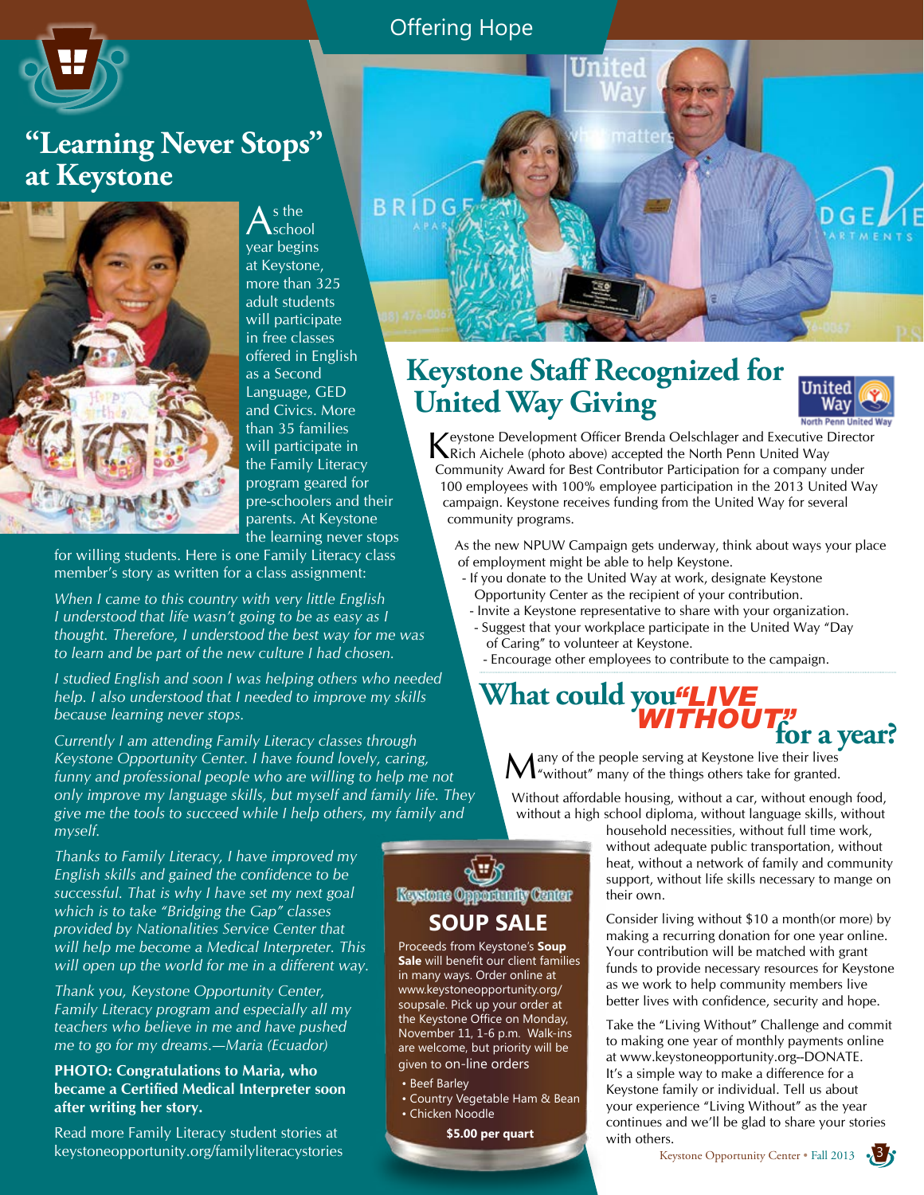Offering Hope

# "Learning Never Stops" at Keystone

As the school year begins at Keystone, more than 325 adult students will participate in free classes offered in English as a Second Language, GED and Civics. More than 35 families will participate in the Family Literacy program geared for pre-schoolers and their parents. At Keystone the learning never stops for willing students. Here is one Family Literacy class member's story as written for a class assignment:

*When I came to this country with very little English I understood that life wasn't going to be as easy as I thought. Therefore, I understood the best way for me was to learn and be part of the new culture I had chosen.*

*I studied English and soon I was helping others who needed help. I also understood that I needed to improve my skills because learning never stops.*

*Currently I am attending Family Literacy classes through Keystone Opportunity Center. I have found lovely, caring, funny and professional people who are willing to help me not only improve my language skills, but myself and family life. They give me the tools to succeed while I help others, my family and myself.*

*Thanks to Family Literacy, I have improved my English skills and gained the confidence to be successful. That is why I have set my next goal which is to take "Bridging the Gap" classes provided by Nationalities Service Center that will help me become a Medical Interpreter. This will open up the world for me in a different way.*

*Thank you, Keystone Opportunity Center, Family Literacy program and especially all my teachers who believe in me and have pushed me to go for my dreams.—Maria (Ecuador)*

**PHOTO: Congratulations to Maria, who became a Certified Medical Interpreter soon after writing her story.**

Read more Family Literacy student stories at keystoneopportunity.org/familyliteracystories

# Keystone Staff Recognized for United Way Giving

Keystone Development Officer Brenda Oelschlager and Executive Director Rich Aichele (photo above) accepted the North Penn United Way Community Award for Best Contributor Participation for a company under 100 employees with 100% employee participation in the 2013 United Way campaign. Keystone receives funding from the United Way for several community programs.

As the new NPUW Campaign gets underway, think about ways your place of employment might be able to help Keystone.

- If you donate to the United Way at work, designate Keystone Opportunity Center as the recipient of your contribution.
- Invite a Keystone representative to share with your organization.
- Suggest that your workplace participate in the United Way "Day of Caring" to volunteer at Keystone.
- Encourage other employees to contribute to the campaign.

# What could you *"LIVE WITHOUT"* for a year?

Many of the people serving at Keystone live their lives "without" many of the things others take for granted.

Without affordable housing, without a car, without enough food, without a high school diploma, without language skills, without household necessities, without full time work, without adequate public transportation, without heat, without a network of family and community support, without life skills necessary to mange on their own.

Consider living without $10 a month(or more) by making a recurring donation for one year online. Your contribution will be matched with grant funds to provide necessary resources for Keystone as we work to help community members live better lives with confidence, security and hope.

Take the "Living Without" Challenge and commit to making one year of monthly payments online at www.keystoneopportunity.org--DONATE. It's a simple way to make a difference for a Keystone family or individual. Tell us about your experience "Living Without" as the year continues and we'll be glad to share your stories with others.

## Keystone Opportunity Center SOUP SALE

Proceeds from Keystone's **Soup Sale** will benefit our client families in many ways. Order online at www.keystoneopportunity.org/soupsale. Pick up your order at the Keystone Office on Monday, November 11, 1-6 p.m. Walk-ins are welcome, but priority will be given to on-line orders

- Beef Barley
- Country Vegetable Ham & Bean
- Chicken Noodle

**$5.00 per quart**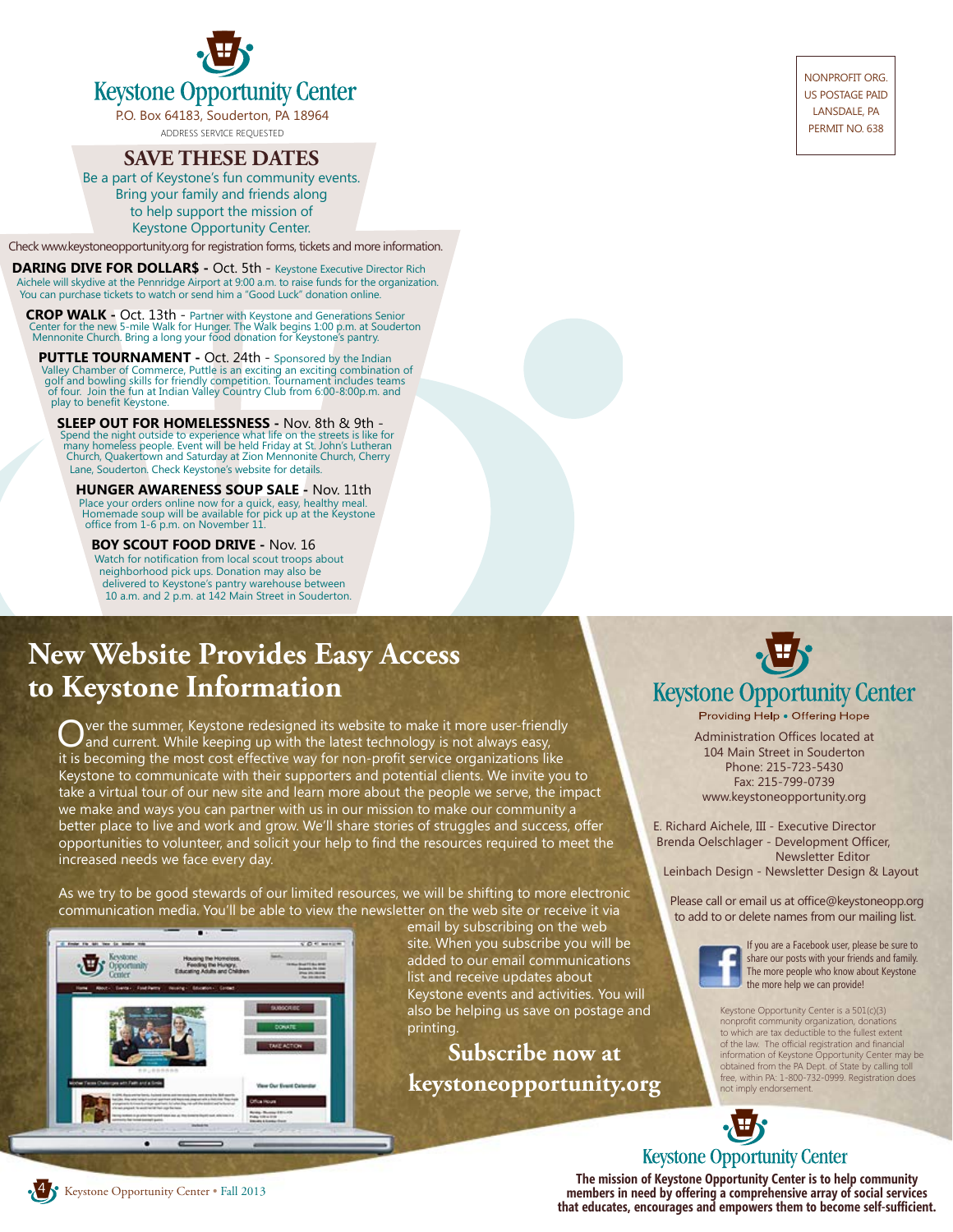Keystone Opportunity Center
P.O. Box 64183, Souderton, PA 18964
ADDRESS SERVICE REQUESTED

NONPROFIT ORG.
US POSTAGE PAID
LANSDALE, PA
PERMIT NO. 638

## SAVE THESE DATES

Be a part of Keystone's fun community events. Bring your family and friends along to help support the mission of Keystone Opportunity Center.

Check www.keystoneopportunity.org for registration forms, tickets and more information.

**DARING DIVE FOR DOLLAR$ -** Oct. 5th - Keystone Executive Director Rich Aichele will skydive at the Pennridge Airport at 9:00 a.m. to raise funds for the organization. You can purchase tickets to watch or send him a "Good Luck" donation online.

**CROP WALK -** Oct. 13th - Partner with Keystone and Generations Senior Center for the new 5-mile Walk for Hunger. The Walk begins 1:00 p.m. at Souderton Mennonite Church. Bring a long your food donation for Keystone's pantry.

**PUTTLE TOURNAMENT -** Oct. 24th - Sponsored by the Indian Valley Chamber of Commerce, Puttle is an exciting an exciting combination of golf and bowling skills for friendly competition. Tournament includes teams of four. Join the fun at Indian Valley Country Club from 6:00-8:00p.m. and play to benefit Keystone.

**SLEEP OUT FOR HOMELESSNESS -** Nov. 8th & 9th - Spend the night outside to experience what life on the streets is like for many homeless people. Event will be held Friday at St. John's Lutheran Church, Quakertown and Saturday at Zion Mennonite Church, Cherry Lane, Souderton. Check Keystone's website for details.

**HUNGER AWARENESS SOUP SALE -** Nov. 11th
Place your orders online now for a quick, easy, healthy meal. Homemade soup will be available for pick up at the Keystone office from 1-6 p.m. on November 11.

**BOY SCOUT FOOD DRIVE -** Nov. 16
Watch for notification from local scout troops about neighborhood pick ups. Donation may also be delivered to Keystone's pantry warehouse between 10 a.m. and 2 p.m. at 142 Main Street in Souderton.

# New Website Provides Easy Access to Keystone Information

Over the summer, Keystone redesigned its website to make it more user-friendly and current. While keeping up with the latest technology is not always easy, it is becoming the most cost effective way for non-profit service organizations like Keystone to communicate with their supporters and potential clients. We invite you to take a virtual tour of our new site and learn more about the people we serve, the impact we make and ways you can partner with us in our mission to make our community a better place to live and work and grow. We'll share stories of struggles and success, offer opportunities to volunteer, and solicit your help to find the resources required to meet the increased needs we face every day.

As we try to be good stewards of our limited resources, we will be shifting to more electronic communication media. You'll be able to view the newsletter on the web site or receive it via email by subscribing on the web site. When you subscribe you will be added to our email communications list and receive updates about Keystone events and activities. You will also be helping us save on postage and printing.

**Subscribe now at keystoneopportunity.org**

Keystone Opportunity Center
Providing Help • Offering Hope

Administration Offices located at
104 Main Street in Souderton
Phone: 215-723-5430
Fax: 215-799-0739
www.keystoneopportunity.org

E. Richard Aichele, III - Executive Director
Brenda Oelschlager - Development Officer, Newsletter Editor
Leinbach Design - Newsletter Design & Layout

Please call or email us at office@keystoneopp.org to add to or delete names from our mailing list.

If you are a Facebook user, please be sure to share our posts with your friends and family. The more people who know about Keystone the more help we can provide!

Keystone Opportunity Center is a 501(c)(3) nonprofit community organization, donations to which are tax deductible to the fullest extent of the law. The official registration and financial information of Keystone Opportunity Center may be obtained from the PA Dept. of State by calling toll free, within PA: 1-800-732-0999. Registration does not imply endorsement.

Keystone Opportunity Center

**The mission of Keystone Opportunity Center is to help community members in need by offering a comprehensive array of social services that educates, encourages and empowers them to become self-sufficient.**